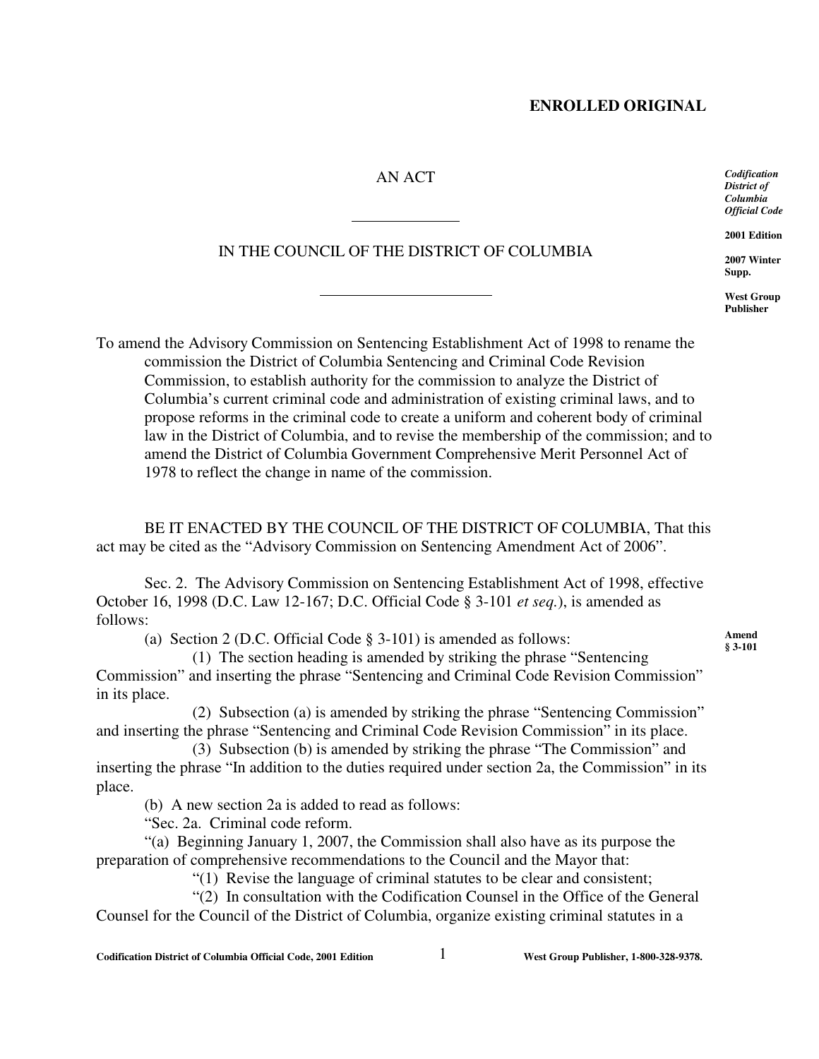**ENROLLED ORIGINAL**

*Codification District of Columbia Official Code*

**2001 Edition**

**2007 Winter Supp.**

**West Group Publisher**

AN ACT

IN THE COUNCIL OF THE DISTRICT OF COLUMBIA

To amend the Advisory Commission on Sentencing Establishment Act of 1998 to rename the commission the District of Columbia Sentencing and Criminal Code Revision Commission, to establish authority for the commission to analyze the District of Columbia's current criminal code and administration of existing criminal laws, and to propose reforms in the criminal code to create a uniform and coherent body of criminal law in the District of Columbia, and to revise the membership of the commission; and to amend the District of Columbia Government Comprehensive Merit Personnel Act of 1978 to reflect the change in name of the commission.

BE IT ENACTED BY THE COUNCIL OF THE DISTRICT OF COLUMBIA, That this act may be cited as the "Advisory Commission on Sentencing Amendment Act of 2006".

Sec. 2. The Advisory Commission on Sentencing Establishment Act of 1998, effective October 16, 1998 (D.C. Law 12-167; D.C. Official Code § 3-101 *et seq.*), is amended as follows:

**Amend § 3-101**

(a) Section 2 (D.C. Official Code § 3-101) is amended as follows:

(1) The section heading is amended by striking the phrase "Sentencing Commission" and inserting the phrase "Sentencing and Criminal Code Revision Commission" in its place.

(2) Subsection (a) is amended by striking the phrase "Sentencing Commission" and inserting the phrase "Sentencing and Criminal Code Revision Commission" in its place.

(3) Subsection (b) is amended by striking the phrase "The Commission" and inserting the phrase "In addition to the duties required under section 2a, the Commission" in its place.

(b) A new section 2a is added to read as follows:

"Sec. 2a. Criminal code reform.

"(a) Beginning January 1, 2007, the Commission shall also have as its purpose the preparation of comprehensive recommendations to the Council and the Mayor that:

"(1) Revise the language of criminal statutes to be clear and consistent;

"(2) In consultation with the Codification Counsel in the Office of the General Counsel for the Council of the District of Columbia, organize existing criminal statutes in a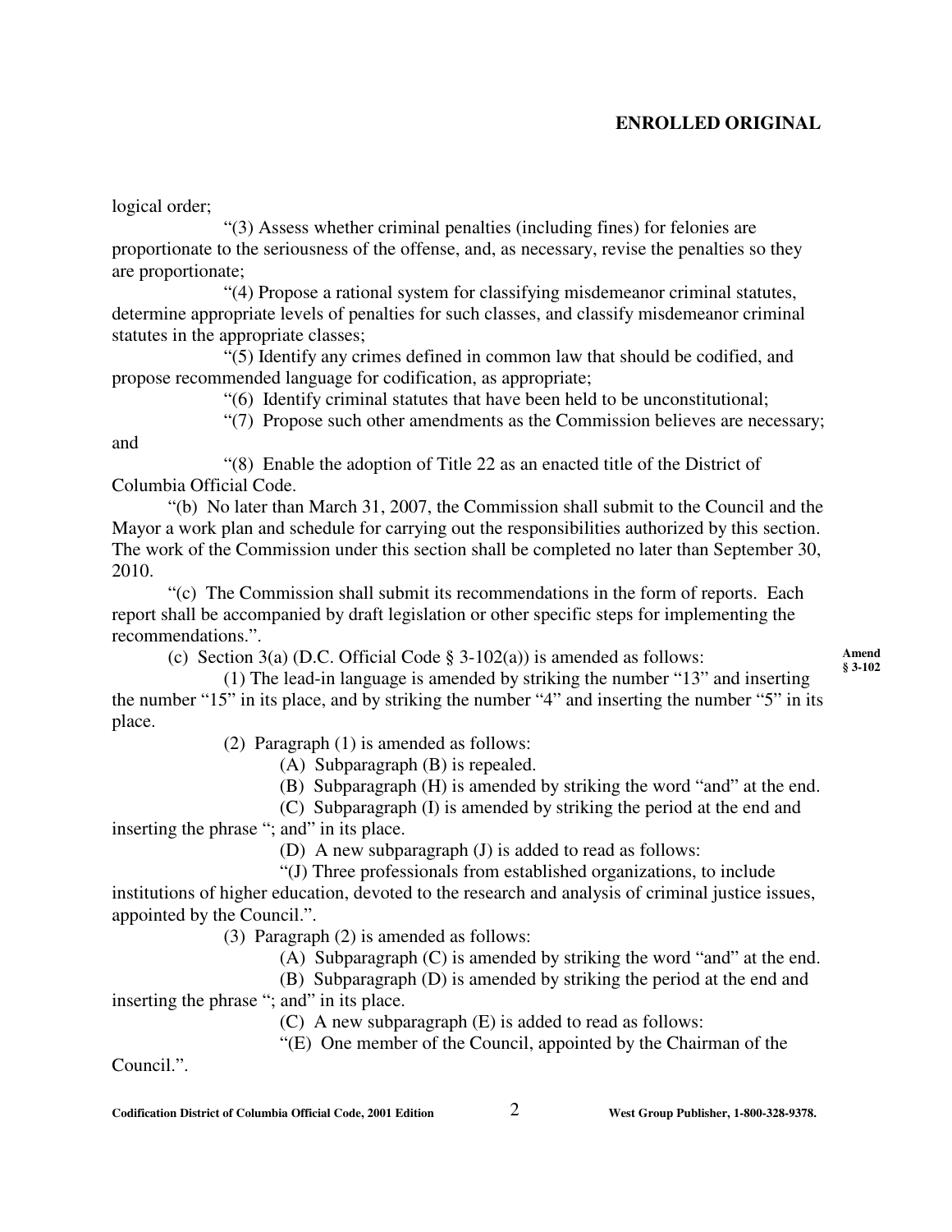logical order;

"(3) Assess whether criminal penalties (including fines) for felonies are proportionate to the seriousness of the offense, and, as necessary, revise the penalties so they are proportionate;

"(4) Propose a rational system for classifying misdemeanor criminal statutes, determine appropriate levels of penalties for such classes, and classify misdemeanor criminal statutes in the appropriate classes;

"(5) Identify any crimes defined in common law that should be codified, and propose recommended language for codification, as appropriate;

"(6) Identify criminal statutes that have been held to be unconstitutional;

"(7) Propose such other amendments as the Commission believes are necessary; and

"(8) Enable the adoption of Title 22 as an enacted title of the District of Columbia Official Code.

"(b) No later than March 31, 2007, the Commission shall submit to the Council and the Mayor a work plan and schedule for carrying out the responsibilities authorized by this section. The work of the Commission under this section shall be completed no later than September 30, 2010.

"(c) The Commission shall submit its recommendations in the form of reports. Each report shall be accompanied by draft legislation or other specific steps for implementing the recommendations.".

(c) Section 3(a) (D.C. Official Code § 3-102(a)) is amended as follows:

**Amend § 3-102**

(1) The lead-in language is amended by striking the number "13" and inserting the number "15" in its place, and by striking the number "4" and inserting the number "5" in its place.

(2) Paragraph (1) is amended as follows:

(A) Subparagraph (B) is repealed.

(B) Subparagraph (H) is amended by striking the word "and" at the end.

(C) Subparagraph (I) is amended by striking the period at the end and inserting the phrase "; and" in its place.

(D) A new subparagraph (J) is added to read as follows:

"(J) Three professionals from established organizations, to include institutions of higher education, devoted to the research and analysis of criminal justice issues, appointed by the Council.".

(3) Paragraph (2) is amended as follows:

(A) Subparagraph (C) is amended by striking the word "and" at the end.

(B) Subparagraph (D) is amended by striking the period at the end and inserting the phrase "; and" in its place.

(C) A new subparagraph (E) is added to read as follows:

"(E) One member of the Council, appointed by the Chairman of the Council.".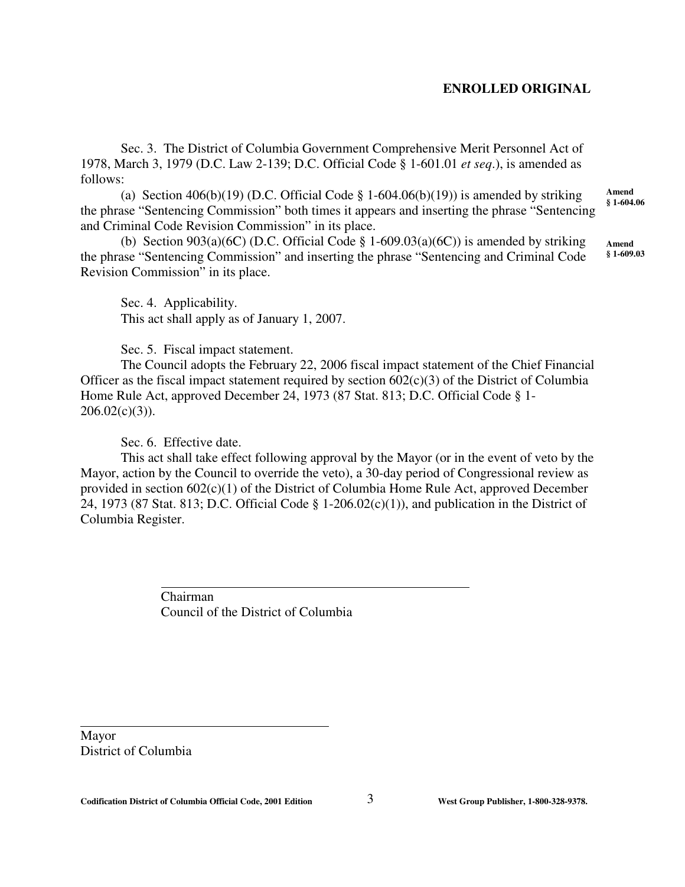**ENROLLED ORIGINAL**

Sec. 3. The District of Columbia Government Comprehensive Merit Personnel Act of 1978, March 3, 1979 (D.C. Law 2-139; D.C. Official Code § 1-601.01 *et seq.*), is amended as follows:

(a) Section 406(b)(19) (D.C. Official Code § 1-604.06(b)(19)) is amended by striking the phrase "Sentencing Commission" both times it appears and inserting the phrase "Sentencing and Criminal Code Revision Commission" in its place.

**Amend § 1-604.06**

(b) Section 903(a)(6C) (D.C. Official Code § 1-609.03(a)(6C)) is amended by striking the phrase "Sentencing Commission" and inserting the phrase "Sentencing and Criminal Code Revision Commission" in its place.

**Amend § 1-609.03**

Sec. 4. Applicability.

This act shall apply as of January 1, 2007.

Sec. 5. Fiscal impact statement.

The Council adopts the February 22, 2006 fiscal impact statement of the Chief Financial Officer as the fiscal impact statement required by section 602(c)(3) of the District of Columbia Home Rule Act, approved December 24, 1973 (87 Stat. 813; D.C. Official Code § 1-206.02(c)(3)).

Sec. 6. Effective date.

This act shall take effect following approval by the Mayor (or in the event of veto by the Mayor, action by the Council to override the veto), a 30-day period of Congressional review as provided in section 602(c)(1) of the District of Columbia Home Rule Act, approved December 24, 1973 (87 Stat. 813; D.C. Official Code § 1-206.02(c)(1)), and publication in the District of Columbia Register.

\_\_\_\_\_\_\_\_\_\_\_\_\_\_\_\_\_\_\_\_\_\_\_\_\_\_\_\_\_\_\_\_\_\_\_\_\_\_\_\_\_\_\_\_

Chairman
Council of the District of Columbia

\_\_\_\_\_\_\_\_\_\_\_\_\_\_\_\_\_\_\_\_\_\_\_\_\_\_\_\_\_\_\_\_\_\_\_\_\_\_\_\_\_\_\_\_

Mayor
District of Columbia

**Codification District of Columbia Official Code, 2001 Edition** **West Group Publisher, 1-800-328-9378.**